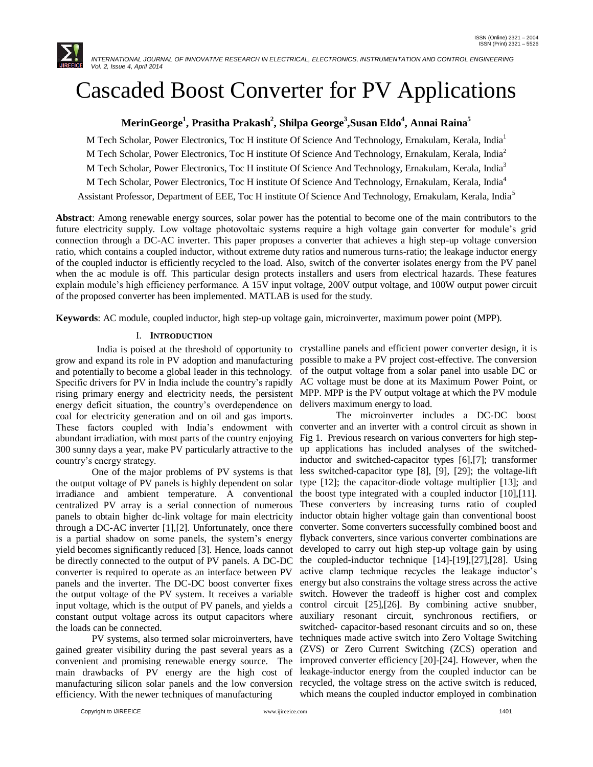# Cascaded Boost Converter for PV Applications

**MerinGeorge[1], Prasitha Prakash[2], Shilpa George[3],Susan Eldo[4], Annai Raina[5]**

M Tech Scholar, Power Electronics, Toc H institute Of Science And Technology, Ernakulam, Kerala, India[1]

M Tech Scholar, Power Electronics, Toc H institute Of Science And Technology, Ernakulam, Kerala, India[2]

M Tech Scholar, Power Electronics, Toc H institute Of Science And Technology, Ernakulam, Kerala, India[3]

M Tech Scholar, Power Electronics, Toc H institute Of Science And Technology, Ernakulam, Kerala, India[4]

Assistant Professor, Department of EEE, Toc H institute Of Science And Technology, Ernakulam, Kerala, India[5]

**Abstract**: Among renewable energy sources, solar power has the potential to become one of the main contributors to the future electricity supply. Low voltage photovoltaic systems require a high voltage gain converter for module's grid connection through a DC-AC inverter. This paper proposes a converter that achieves a high step-up voltage conversion ratio, which contains a coupled inductor, without extreme duty ratios and numerous turns-ratio; the leakage inductor energy of the coupled inductor is efficiently recycled to the load. Also, switch of the converter isolates energy from the PV panel when the ac module is off. This particular design protects installers and users from electrical hazards. These features explain module's high efficiency performance. A 15V input voltage, 200V output voltage, and 100W output power circuit of the proposed converter has been implemented. MATLAB is used for the study.

**Keywords**: AC module, coupled inductor, high step-up voltage gain, microinverter, maximum power point (MPP).

## I. INTRODUCTION

India is poised at the threshold of opportunity to grow and expand its role in PV adoption and manufacturing and potentially to become a global leader in this technology. Specific drivers for PV in India include the country's rapidly rising primary energy and electricity needs, the persistent energy deficit situation, the country's overdependence on coal for electricity generation and on oil and gas imports. These factors coupled with India's endowment with abundant irradiation, with most parts of the country enjoying 300 sunny days a year, make PV particularly attractive to the country's energy strategy.

One of the major problems of PV systems is that the output voltage of PV panels is highly dependent on solar irradiance and ambient temperature. A conventional centralized PV array is a serial connection of numerous panels to obtain higher dc-link voltage for main electricity through a DC-AC inverter [1],[2]. Unfortunately, once there is a partial shadow on some panels, the system's energy yield becomes significantly reduced [3]. Hence, loads cannot be directly connected to the output of PV panels. A DC-DC converter is required to operate as an interface between PV panels and the inverter. The DC-DC boost converter fixes the output voltage of the PV system. It receives a variable input voltage, which is the output of PV panels, and yields a constant output voltage across its output capacitors where the loads can be connected.

PV systems, also termed solar microinverters, have gained greater visibility during the past several years as a convenient and promising renewable energy source. The main drawbacks of PV energy are the high cost of manufacturing silicon solar panels and the low conversion efficiency. With the newer techniques of manufacturing crystalline panels and efficient power converter design, it is possible to make a PV project cost-effective. The conversion of the output voltage from a solar panel into usable DC or AC voltage must be done at its Maximum Power Point, or MPP. MPP is the PV output voltage at which the PV module delivers maximum energy to load.

The microinverter includes a DC-DC boost converter and an inverter with a control circuit as shown in Fig 1. Previous research on various converters for high step-up applications has included analyses of the switched-inductor and switched-capacitor types [6],[7]; transformer less switched-capacitor type [8], [9], [29]; the voltage-lift type [12]; the capacitor-diode voltage multiplier [13]; and the boost type integrated with a coupled inductor [10],[11]. These converters by increasing turns ratio of coupled inductor obtain higher voltage gain than conventional boost converter. Some converters successfully combined boost and flyback converters, since various converter combinations are developed to carry out high step-up voltage gain by using the coupled-inductor technique [14]-[19],[27],[28]. Using active clamp technique recycles the leakage inductor's energy but also constrains the voltage stress across the active switch. However the tradeoff is higher cost and complex control circuit [25],[26]. By combining active snubber, auxiliary resonant circuit, synchronous rectifiers, or switched- capacitor-based resonant circuits and so on, these techniques made active switch into Zero Voltage Switching (ZVS) or Zero Current Switching (ZCS) operation and improved converter efficiency [20]-[24]. However, when the leakage-inductor energy from the coupled inductor can be recycled, the voltage stress on the active switch is reduced, which means the coupled inductor employed in combination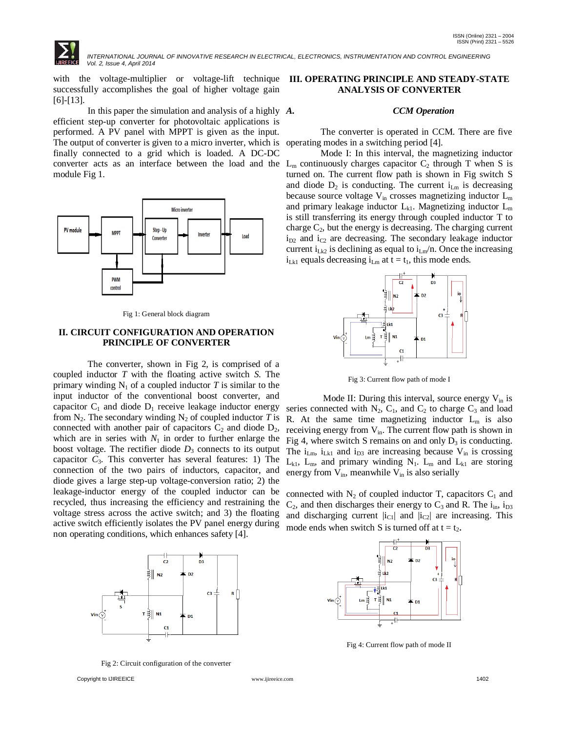with the voltage-multiplier or voltage-lift technique successfully accomplishes the goal of higher voltage gain [6]-[13].

In this paper the simulation and analysis of a highly efficient step-up converter for photovoltaic applications is performed. A PV panel with MPPT is given as the input. The output of converter is given to a micro inverter, which is finally connected to a grid which is loaded. A DC-DC converter acts as an interface between the load and the module Fig 1.

Fig 1: General block diagram

## II. CIRCUIT CONFIGURATION AND OPERATION PRINCIPLE OF CONVERTER

The converter, shown in Fig 2, is comprised of a coupled inductor *T* with the floating active switch *S*. The primary winding $N_1$ of a coupled inductor *T* is similar to the input inductor of the conventional boost converter, and capacitor $C_1$ and diode $D_1$ receive leakage inductor energy from $N_2$. The secondary winding $N_2$ of coupled inductor *T* is connected with another pair of capacitors $C_2$ and diode $D_2$, which are in series with $N_1$ in order to further enlarge the boost voltage. The rectifier diode $D_3$ connects to its output capacitor $C_3$. This converter has several features: 1) The connection of the two pairs of inductors, capacitor, and diode gives a large step-up voltage-conversion ratio; 2) the leakage-inductor energy of the coupled inductor can be recycled, thus increasing the efficiency and restraining the voltage stress across the active switch; and 3) the floating active switch efficiently isolates the PV panel energy during non operating conditions, which enhances safety [4].

Fig 2: Circuit configuration of the converter

## III. OPERATING PRINCIPLE AND STEADY-STATE ANALYSIS OF CONVERTER

### *A. CCM Operation*

The converter is operated in CCM. There are five operating modes in a switching period [4].

Mode I: In this interval, the magnetizing inductor $L_m$ continuously charges capacitor $C_2$ through T when S is turned on. The current flow path is shown in Fig switch S and diode $D_2$ is conducting. The current $i_{Lm}$ is decreasing because source voltage $V_{in}$ crosses magnetizing inductor $L_m$ and primary leakage inductor $L_{k1}$. Magnetizing inductor $L_m$ is still transferring its energy through coupled inductor T to charge $C_2$, but the energy is decreasing. The charging current $i_{D2}$ and $i_{C2}$ are decreasing. The secondary leakage inductor current $i_{Lk2}$ is declining as equal to $i_{Lm}/n$. Once the increasing $i_{Lk1}$ equals decreasing $i_{Lm}$ at $t = t_1$, this mode ends.

Fig 3: Current flow path of mode I

Mode II: During this interval, source energy $V_{in}$ is series connected with $N_2$, $C_1$, and $C_2$ to charge $C_3$ and load R. At the same time magnetizing inductor $L_m$ is also receiving energy from $V_{in}$. The current flow path is shown in Fig 4, where switch S remains on and only $D_3$ is conducting. The $i_{Lm}$, $i_{Lk1}$ and $i_{D3}$ are increasing because $V_{in}$ is crossing $L_{k1}$, $L_m$, and primary winding $N_1$. $L_m$ and $L_{k1}$ are storing energy from $V_{in}$, meanwhile $V_{in}$ is also serially connected with $N_2$ of coupled inductor T, capacitors $C_1$ and $C_2$, and then discharges their energy to $C_3$ and R. The $i_{in}$, $i_{D3}$ and discharging current $|i_{C1}|$ and $|i_{C2}|$ are increasing. This mode ends when switch S is turned off at $t = t_2$.

Fig 4: Current flow path of mode II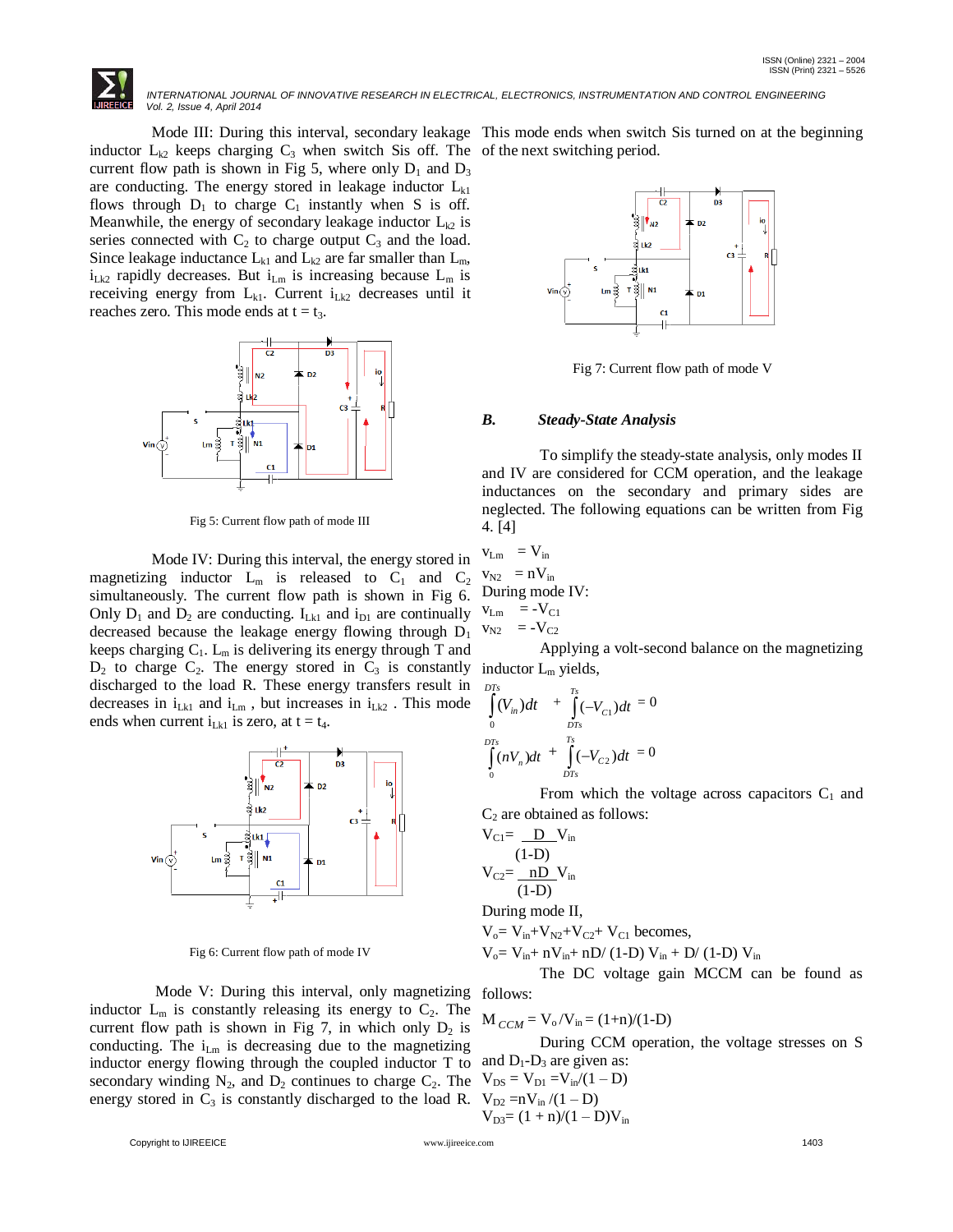Mode III: During this interval, secondary leakage inductor $L_{k2}$ keeps charging $C_3$ when switch Sis off. The current flow path is shown in Fig 5, where only $D_1$ and $D_3$ are conducting. The energy stored in leakage inductor $L_{k1}$ flows through $D_1$ to charge $C_1$ instantly when S is off. Meanwhile, the energy of secondary leakage inductor $L_{k2}$ is series connected with $C_2$ to charge output $C_3$ and the load. Since leakage inductance $L_{k1}$ and $L_{k2}$ are far smaller than $L_m$, $i_{Lk2}$ rapidly decreases. But $i_{Lm}$ is increasing because $L_m$ is receiving energy from $L_{k1}$. Current $i_{Lk2}$ decreases until it reaches zero. This mode ends at $t = t_3$.

Fig 5: Current flow path of mode III

Mode IV: During this interval, the energy stored in magnetizing inductor $L_m$ is released to $C_1$ and $C_2$ simultaneously. The current flow path is shown in Fig 6. Only $D_1$ and $D_2$ are conducting. $I_{Lk1}$ and $i_{D1}$ are continually decreased because the leakage energy flowing through $D_1$ keeps charging $C_1$. $L_m$ is delivering its energy through T and $D_2$ to charge $C_2$. The energy stored in $C_3$ is constantly discharged to the load R. These energy transfers result in decreases in $i_{Lk1}$ and $i_{Lm}$ , but increases in $i_{Lk2}$ . This mode ends when current $i_{Lk1}$ is zero, at $t = t_4$.

Fig 6: Current flow path of mode IV

Mode V: During this interval, only magnetizing inductor $L_m$ is constantly releasing its energy to $C_2$. The current flow path is shown in Fig 7, in which only $D_2$ is conducting. The $i_{Lm}$ is decreasing due to the magnetizing inductor energy flowing through the coupled inductor T to secondary winding $N_2$, and $D_2$ continues to charge $C_2$. The energy stored in $C_3$ is constantly discharged to the load R. This mode ends when switch Sis turned on at the beginning of the next switching period.

Fig 7: Current flow path of mode V

### *B. Steady-State Analysis*

To simplify the steady-state analysis, only modes II and IV are considered for CCM operation, and the leakage inductances on the secondary and primary sides are neglected. The following equations can be written from Fig 4. [4]

$v_{Lm} = V_{in}$

$v_{N2} = nV_{in}$

During mode IV:

$v_{Lm} = -V_{C1}$

$v_{N2} = -V_{C2}$

Applying a volt-second balance on the magnetizing inductor $L_m$ yields,

$$\int_0^{DTs}(V_{in})dt + \int_{DTs}^{Ts}(-V_{C1})dt = 0$$

$$\int_0^{DTs}(nV_n)dt + \int_{DTs}^{Ts}(-V_{C2})dt = 0$$

From which the voltage across capacitors $C_1$ and $C_2$ are obtained as follows:

$$V_{C1} = \frac{D}{(1-D)}V_{in}$$

$$V_{C2} = \frac{nD}{(1-D)}V_{in}$$

During mode II,

$V_o = V_{in}+V_{N2}+V_{C2}+V_{C1}$ becomes,

$V_o = V_{in}+ nV_{in}+ nD/(1-D)V_{in} + D/(1-D)V_{in}$

The DC voltage gain MCCM can be found as follows:

$M_{CCM} = V_o/V_{in} = (1+n)/(1-D)$

During CCM operation, the voltage stresses on S and $D_1$-$D_3$ are given as:

$V_{DS} = V_{D1} = V_{in}/(1 – D)$

$V_{D2} = nV_{in}/(1 – D)$

$V_{D3} = (1 + n)/(1 – D)V_{in}$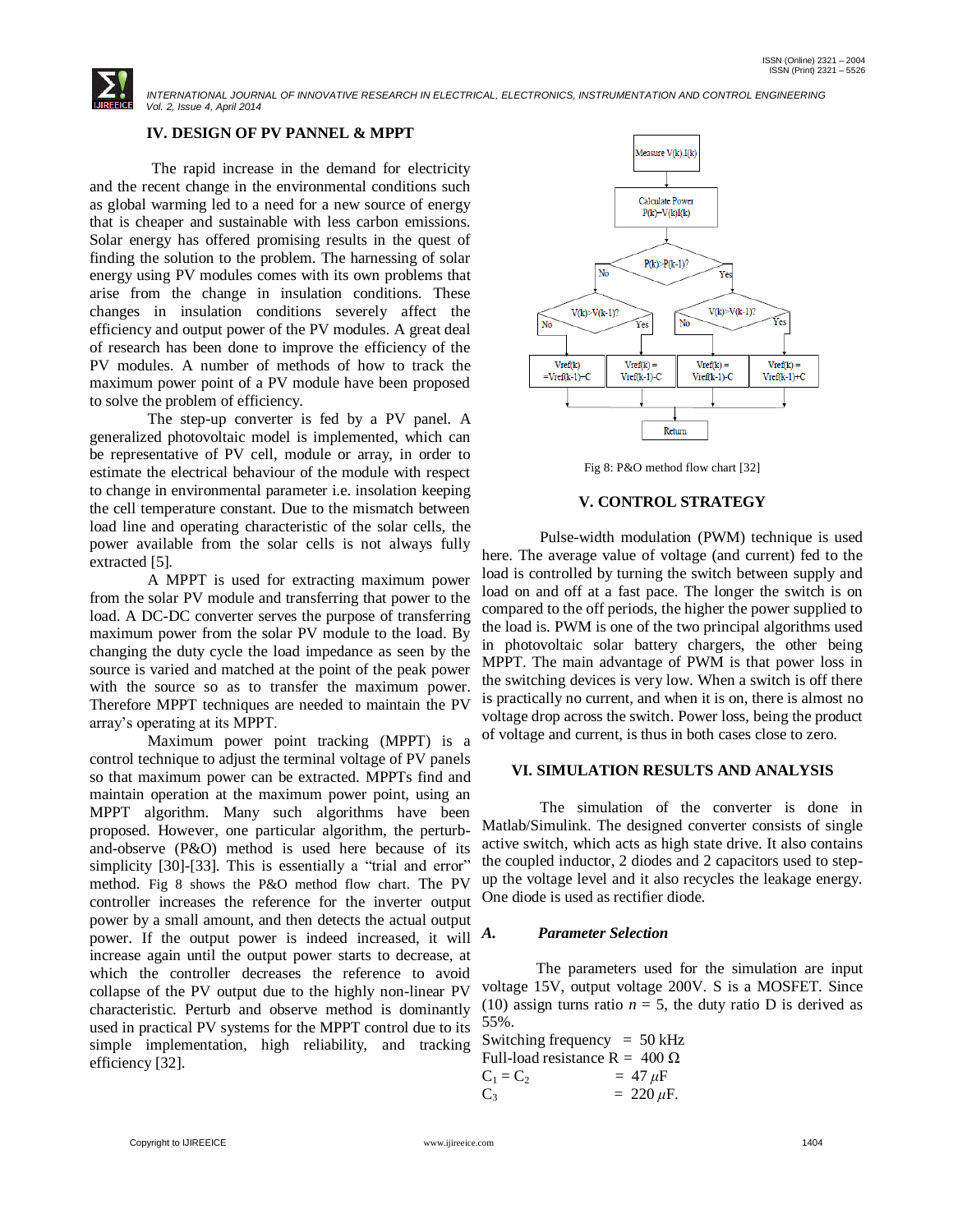## IV. DESIGN OF PV PANNEL & MPPT

The rapid increase in the demand for electricity and the recent change in the environmental conditions such as global warming led to a need for a new source of energy that is cheaper and sustainable with less carbon emissions. Solar energy has offered promising results in the quest of finding the solution to the problem. The harnessing of solar energy using PV modules comes with its own problems that arise from the change in insulation conditions. These changes in insulation conditions severely affect the efficiency and output power of the PV modules. A great deal of research has been done to improve the efficiency of the PV modules. A number of methods of how to track the maximum power point of a PV module have been proposed to solve the problem of efficiency.

The step-up converter is fed by a PV panel. A generalized photovoltaic model is implemented, which can be representative of PV cell, module or array, in order to estimate the electrical behaviour of the module with respect to change in environmental parameter i.e. insolation keeping the cell temperature constant. Due to the mismatch between load line and operating characteristic of the solar cells, the power available from the solar cells is not always fully extracted [5].

A MPPT is used for extracting maximum power from the solar PV module and transferring that power to the load. A DC-DC converter serves the purpose of transferring maximum power from the solar PV module to the load. By changing the duty cycle the load impedance as seen by the source is varied and matched at the point of the peak power with the source so as to transfer the maximum power. Therefore MPPT techniques are needed to maintain the PV array's operating at its MPPT.

Maximum power point tracking (MPPT) is a control technique to adjust the terminal voltage of PV panels so that maximum power can be extracted. MPPTs find and maintain operation at the maximum power point, using an MPPT algorithm. Many such algorithms have been proposed. However, one particular algorithm, the perturb-and-observe (P&O) method is used here because of its simplicity [30]-[33]. This is essentially a "trial and error" method. Fig 8 shows the P&O method flow chart. The PV controller increases the reference for the inverter output power by a small amount, and then detects the actual output power. If the output power is indeed increased, it will increase again until the output power starts to decrease, at which the controller decreases the reference to avoid collapse of the PV output due to the highly non-linear PV characteristic. Perturb and observe method is dominantly used in practical PV systems for the MPPT control due to its simple implementation, high reliability, and tracking efficiency [32].

Measure V(k),I(k)

Calculate Power P(k)=V(k)I(k)

P(k)>P(k-1)? — No / Yes

V(k)>V(k-1)? — No / Yes | V(k)>V(k-1)? — No / Yes

Vref(k) =Vref(k-1)-C | Vref(k) = Vref(k-1)-C | Vref(k) = Vref(k-1)-C | Vref(k) = Vref(k-1)+C

Return

Fig 8: P&O method flow chart [32]

## V. CONTROL STRATEGY

Pulse-width modulation (PWM) technique is used here. The average value of voltage (and current) fed to the load is controlled by turning the switch between supply and load on and off at a fast pace. The longer the switch is on compared to the off periods, the higher the power supplied to the load is. PWM is one of the two principal algorithms used in photovoltaic solar battery chargers, the other being MPPT. The main advantage of PWM is that power loss in the switching devices is very low. When a switch is off there is practically no current, and when it is on, there is almost no voltage drop across the switch. Power loss, being the product of voltage and current, is thus in both cases close to zero.

## VI. SIMULATION RESULTS AND ANALYSIS

The simulation of the converter is done in Matlab/Simulink. The designed converter consists of single active switch, which acts as high state drive. It also contains the coupled inductor, 2 diodes and 2 capacitors used to step-up the voltage level and it also recycles the leakage energy. One diode is used as rectifier diode.

### *A. Parameter Selection*

The parameters used for the simulation are input voltage 15V, output voltage 200V. S is a MOSFET. Since (10) assign turns ratio $n = 5$, the duty ratio D is derived as 55%.

Switching frequency = 50 kHz

Full-load resistance R = 400 Ω

$C_1 = C_2$ = 47 $\mu$F

$C_3$ = 220 $\mu$F.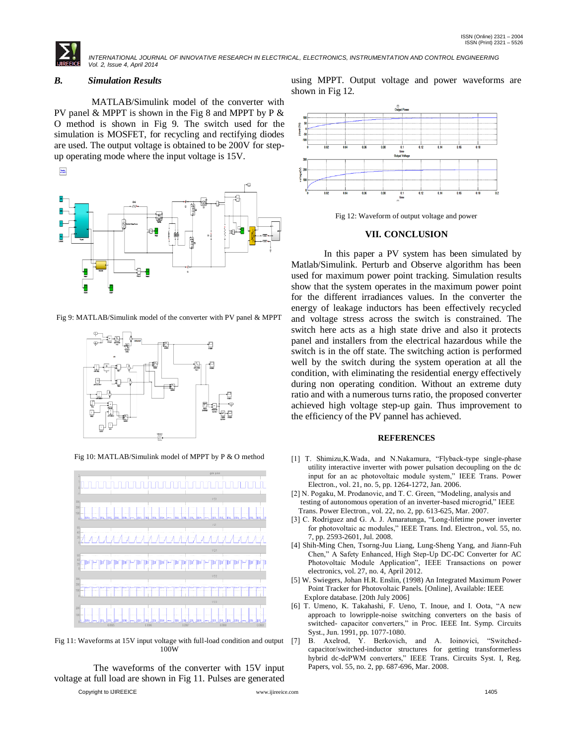### B. Simulation Results

MATLAB/Simulink model of the converter with PV panel & MPPT is shown in the Fig 8 and MPPT by P & O method is shown in Fig 9. The switch used for the simulation is MOSFET, for recycling and rectifying diodes are used. The output voltage is obtained to be 200V for step-up operating mode where the input voltage is 15V.

Fig 9: MATLAB/Simulink model of the converter with PV panel & MPPT

Fig 10: MATLAB/Simulink model of MPPT by P & O method

Fig 11: Waveforms at 15V input voltage with full-load condition and output 100W

The waveforms of the converter with 15V input voltage at full load are shown in Fig 11. Pulses are generated using MPPT. Output voltage and power waveforms are shown in Fig 12.

Fig 12: Waveform of output voltage and power

## VII. CONCLUSION

In this paper a PV system has been simulated by Matlab/Simulink. Perturb and Observe algorithm has been used for maximum power point tracking. Simulation results show that the system operates in the maximum power point for the different irradiances values. In the converter the energy of leakage inductors has been effectively recycled and voltage stress across the switch is constrained. The switch here acts as a high state drive and also it protects panel and installers from the electrical hazardous while the switch is in the off state. The switching action is performed well by the switch during the system operation at all the condition, with eliminating the residential energy effectively during non operating condition. Without an extreme duty ratio and with a numerous turns ratio, the proposed converter achieved high voltage step-up gain. Thus improvement to the efficiency of the PV pannel has achieved.

## REFERENCES

[1] T. Shimizu,K.Wada, and N.Nakamura, "Flyback-type single-phase utility interactive inverter with power pulsation decoupling on the dc input for an ac photovoltaic module system," IEEE Trans. Power Electron., vol. 21, no. 5, pp. 1264-1272, Jan. 2006.

[2] N. Pogaku, M. Prodanovic, and T. C. Green, "Modeling, analysis and testing of autonomous operation of an inverter-based microgrid," IEEE Trans. Power Electron., vol. 22, no. 2, pp. 613-625, Mar. 2007.

[3] C. Rodriguez and G. A. J. Amaratunga, "Long-lifetime power inverter for photovoltaic ac modules," IEEE Trans. Ind. Electron., vol. 55, no. 7, pp. 2593-2601, Jul. 2008.

[4] Shih-Ming Chen, Tsorng-Juu Liang, Lung-Sheng Yang, and Jiann-Fuh Chen," A Safety Enhanced, High Step-Up DC-DC Converter for AC Photovoltaic Module Application", IEEE Transactions on power electronics, vol. 27, no. 4, April 2012.

[5] W. Swiegers, Johan H.R. Enslin, (1998) An Integrated Maximum Power Point Tracker for Photovoltaic Panels. [Online], Available: IEEE Explore database. [20th July 2006]

[6] T. Umeno, K. Takahashi, F. Ueno, T. Inoue, and I. Oota, "A new approach to lowripple-noise switching converters on the basis of switched- capacitor converters," in Proc. IEEE Int. Symp. Circuits Syst., Jun. 1991, pp. 1077-1080.

[7] B. Axelrod, Y. Berkovich, and A. Ioinovici, "Switched-capacitor/switched-inductor structures for getting transformerless hybrid dc-dcPWM converters," IEEE Trans. Circuits Syst. I, Reg. Papers, vol. 55, no. 2, pp. 687-696, Mar. 2008.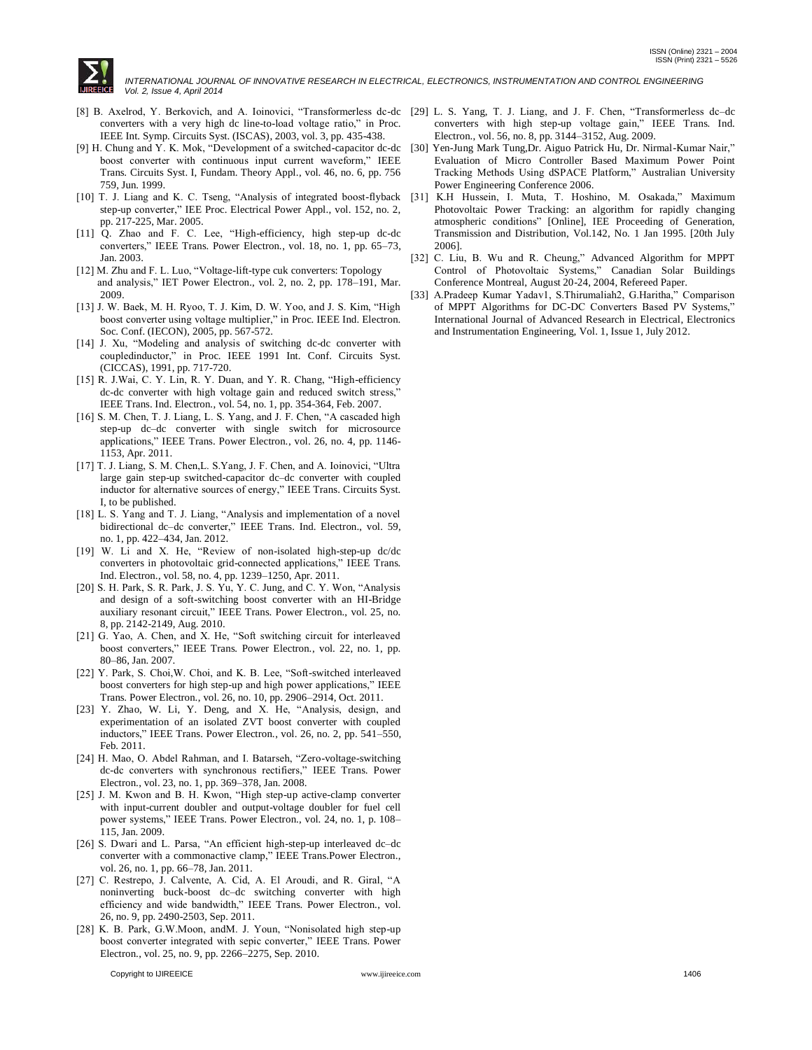[8] B. Axelrod, Y. Berkovich, and A. Ioinovici, "Transformerless dc-dc converters with a very high dc line-to-load voltage ratio," in Proc. IEEE Int. Symp. Circuits Syst. (ISCAS), 2003, vol. 3, pp. 435-438.

[9] H. Chung and Y. K. Mok, "Development of a switched-capacitor dc-dc boost converter with continuous input current waveform," IEEE Trans. Circuits Syst. I, Fundam. Theory Appl., vol. 46, no. 6, pp. 756 759, Jun. 1999.

[10] T. J. Liang and K. C. Tseng, "Analysis of integrated boost-flyback step-up converter," IEE Proc. Electrical Power Appl., vol. 152, no. 2, pp. 217-225, Mar. 2005.

[11] Q. Zhao and F. C. Lee, "High-efficiency, high step-up dc-dc converters," IEEE Trans. Power Electron., vol. 18, no. 1, pp. 65–73, Jan. 2003.

[12] M. Zhu and F. L. Luo, "Voltage-lift-type cuk converters: Topology and analysis," IET Power Electron., vol. 2, no. 2, pp. 178–191, Mar. 2009.

[13] J. W. Baek, M. H. Ryoo, T. J. Kim, D. W. Yoo, and J. S. Kim, "High boost converter using voltage multiplier," in Proc. IEEE Ind. Electron. Soc. Conf. (IECON), 2005, pp. 567-572.

[14] J. Xu, "Modeling and analysis of switching dc-dc converter with coupledinductor," in Proc. IEEE 1991 Int. Conf. Circuits Syst. (CICCAS), 1991, pp. 717-720.

[15] R. J.Wai, C. Y. Lin, R. Y. Duan, and Y. R. Chang, "High-efficiency dc-dc converter with high voltage gain and reduced switch stress," IEEE Trans. Ind. Electron., vol. 54, no. 1, pp. 354-364, Feb. 2007.

[16] S. M. Chen, T. J. Liang, L. S. Yang, and J. F. Chen, "A cascaded high step-up dc–dc converter with single switch for microsource applications," IEEE Trans. Power Electron., vol. 26, no. 4, pp. 1146-1153, Apr. 2011.

[17] T. J. Liang, S. M. Chen,L. S.Yang, J. F. Chen, and A. Ioinovici, "Ultra large gain step-up switched-capacitor dc–dc converter with coupled inductor for alternative sources of energy," IEEE Trans. Circuits Syst. I, to be published.

[18] L. S. Yang and T. J. Liang, "Analysis and implementation of a novel bidirectional dc–dc converter," IEEE Trans. Ind. Electron., vol. 59, no. 1, pp. 422–434, Jan. 2012.

[19] W. Li and X. He, "Review of non-isolated high-step-up dc/dc converters in photovoltaic grid-connected applications," IEEE Trans. Ind. Electron., vol. 58, no. 4, pp. 1239–1250, Apr. 2011.

[20] S. H. Park, S. R. Park, J. S. Yu, Y. C. Jung, and C. Y. Won, "Analysis and design of a soft-switching boost converter with an HI-Bridge auxiliary resonant circuit," IEEE Trans. Power Electron., vol. 25, no. 8, pp. 2142-2149, Aug. 2010.

[21] G. Yao, A. Chen, and X. He, "Soft switching circuit for interleaved boost converters," IEEE Trans. Power Electron., vol. 22, no. 1, pp. 80–86, Jan. 2007.

[22] Y. Park, S. Choi,W. Choi, and K. B. Lee, "Soft-switched interleaved boost converters for high step-up and high power applications," IEEE Trans. Power Electron., vol. 26, no. 10, pp. 2906–2914, Oct. 2011.

[23] Y. Zhao, W. Li, Y. Deng, and X. He, "Analysis, design, and experimentation of an isolated ZVT boost converter with coupled inductors," IEEE Trans. Power Electron., vol. 26, no. 2, pp. 541–550, Feb. 2011.

[24] H. Mao, O. Abdel Rahman, and I. Batarseh, "Zero-voltage-switching dc-dc converters with synchronous rectifiers," IEEE Trans. Power Electron., vol. 23, no. 1, pp. 369–378, Jan. 2008.

[25] J. M. Kwon and B. H. Kwon, "High step-up active-clamp converter with input-current doubler and output-voltage doubler for fuel cell power systems," IEEE Trans. Power Electron., vol. 24, no. 1, p. 108–115, Jan. 2009.

[26] S. Dwari and L. Parsa, "An efficient high-step-up interleaved dc–dc converter with a commonactive clamp," IEEE Trans.Power Electron., vol. 26, no. 1, pp. 66–78, Jan. 2011.

[27] C. Restrepo, J. Calvente, A. Cid, A. El Aroudi, and R. Giral, "A noninverting buck-boost dc–dc switching converter with high efficiency and wide bandwidth," IEEE Trans. Power Electron., vol. 26, no. 9, pp. 2490-2503, Sep. 2011.

[28] K. B. Park, G.W.Moon, andM. J. Youn, "Nonisolated high step-up boost converter integrated with sepic converter," IEEE Trans. Power Electron., vol. 25, no. 9, pp. 2266–2275, Sep. 2010.

[29] L. S. Yang, T. J. Liang, and J. F. Chen, "Transformerless dc–dc converters with high step-up voltage gain," IEEE Trans. Ind. Electron., vol. 56, no. 8, pp. 3144–3152, Aug. 2009.

[30] Yen-Jung Mark Tung,Dr. Aiguo Patrick Hu, Dr. Nirmal-Kumar Nair," Evaluation of Micro Controller Based Maximum Power Point Tracking Methods Using dSPACE Platform," Australian University Power Engineering Conference 2006.

[31] K.H Hussein, I. Muta, T. Hoshino, M. Osakada," Maximum Photovoltaic Power Tracking: an algorithm for rapidly changing atmospheric conditions" [Online], IEE Proceeding of Generation, Transmission and Distribution, Vol.142, No. 1 Jan 1995. [20th July 2006].

[32] C. Liu, B. Wu and R. Cheung," Advanced Algorithm for MPPT Control of Photovoltaic Systems," Canadian Solar Buildings Conference Montreal, August 20-24, 2004, Refereed Paper.

[33] A.Pradeep Kumar Yadav1, S.Thirumaliah2, G.Haritha," Comparison of MPPT Algorithms for DC-DC Converters Based PV Systems," International Journal of Advanced Research in Electrical, Electronics and Instrumentation Engineering, Vol. 1, Issue 1, July 2012.